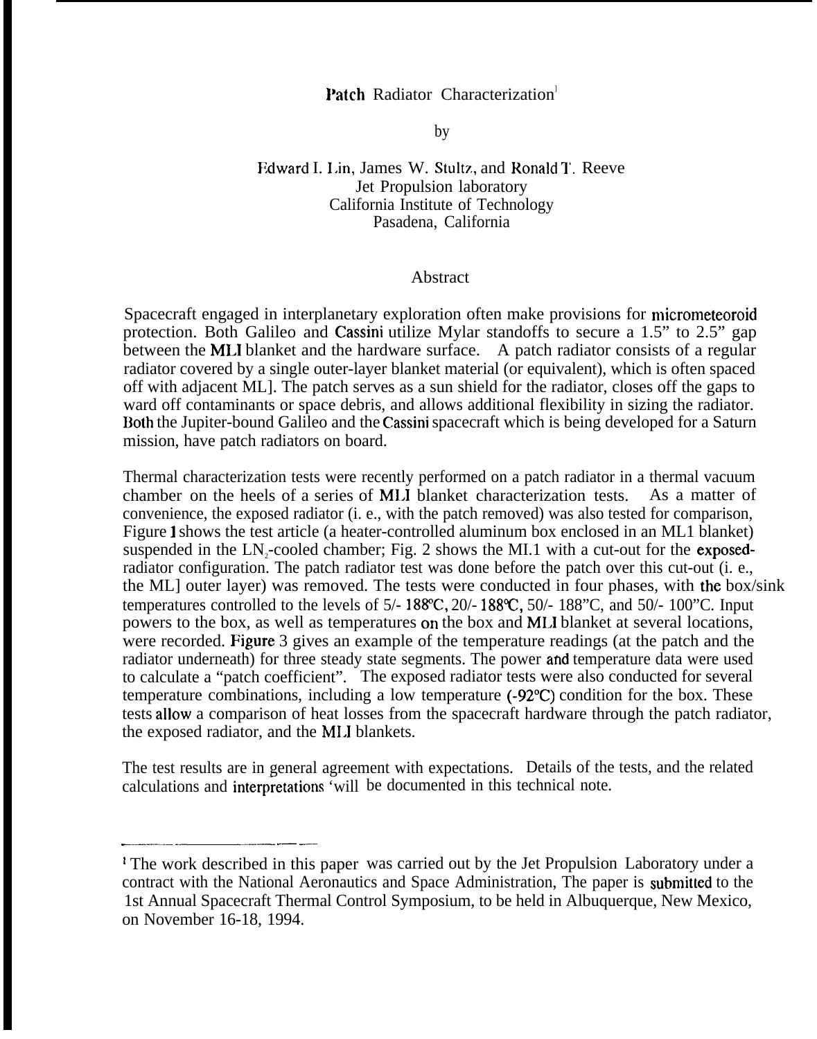# Patch Radiator Characterization[1]

by

Edward I. Lin, James W. Stultz, and Ronald T. Reeve
Jet Propulsion laboratory
California Institute of Technology
Pasadena, California

## Abstract

Spacecraft engaged in interplanetary exploration often make provisions for micrometeoroid protection. Both Galileo and Cassini utilize Mylar standoffs to secure a 1.5" to 2.5" gap between the MLI blanket and the hardware surface. A patch radiator consists of a regular radiator covered by a single outer-layer blanket material (or equivalent), which is often spaced off with adjacent ML]. The patch serves as a sun shield for the radiator, closes off the gaps to ward off contaminants or space debris, and allows additional flexibility in sizing the radiator. Both the Jupiter-bound Galileo and the Cassini spacecraft which is being developed for a Saturn mission, have patch radiators on board.

Thermal characterization tests were recently performed on a patch radiator in a thermal vacuum chamber on the heels of a series of MLI blanket characterization tests. As a matter of convenience, the exposed radiator (i. e., with the patch removed) was also tested for comparison, Figure 1 shows the test article (a heater-controlled aluminum box enclosed in an ML1 blanket) suspended in the $LN_2$-cooled chamber; Fig. 2 shows the MI.1 with a cut-out for the exposed-radiator configuration. The patch radiator test was done before the patch over this cut-out (i. e., the ML] outer layer) was removed. The tests were conducted in four phases, with the box/sink temperatures controlled to the levels of 5/- 188ºC, 20/- 188ºC, 50/- 188"C, and 50/- 100"C. Input powers to the box, as well as temperatures on the box and MLI blanket at several locations, were recorded. Figure 3 gives an example of the temperature readings (at the patch and the radiator underneath) for three steady state segments. The power and temperature data were used to calculate a "patch coefficient". The exposed radiator tests were also conducted for several temperature combinations, including a low temperature (-92ºC) condition for the box. These tests allow a comparison of heat losses from the spacecraft hardware through the patch radiator, the exposed radiator, and the MLI blankets.

The test results are in general agreement with expectations. Details of the tests, and the related calculations and interpretations 'will be documented in this technical note.

---

[1] The work described in this paper was carried out by the Jet Propulsion Laboratory under a contract with the National Aeronautics and Space Administration, The paper is submitted to the 1st Annual Spacecraft Thermal Control Symposium, to be held in Albuquerque, New Mexico, on November 16-18, 1994.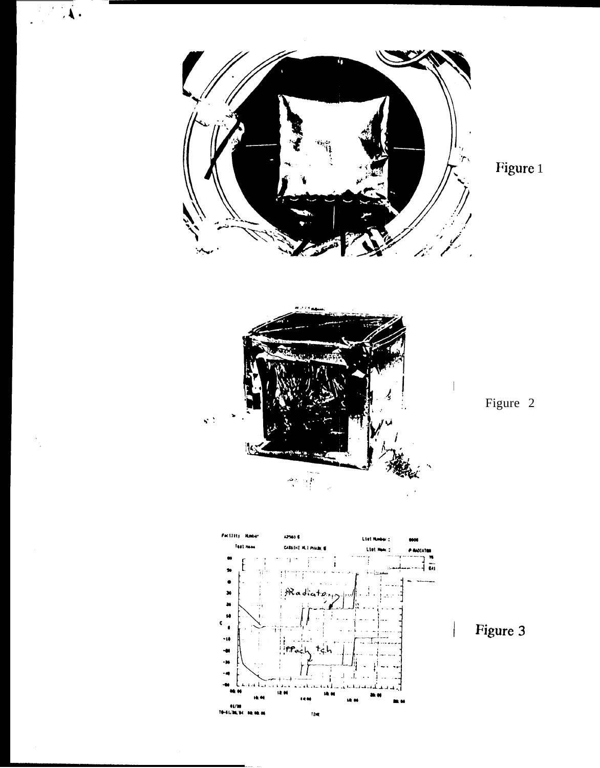Figure 1

Figure 2

Facility Number A2560 6
Test Name CASSINI MLI PHASE 6
List Number: 0006
List Name: P RADIATOR

Radiator

PPack tch

C

TIME

Figure 3